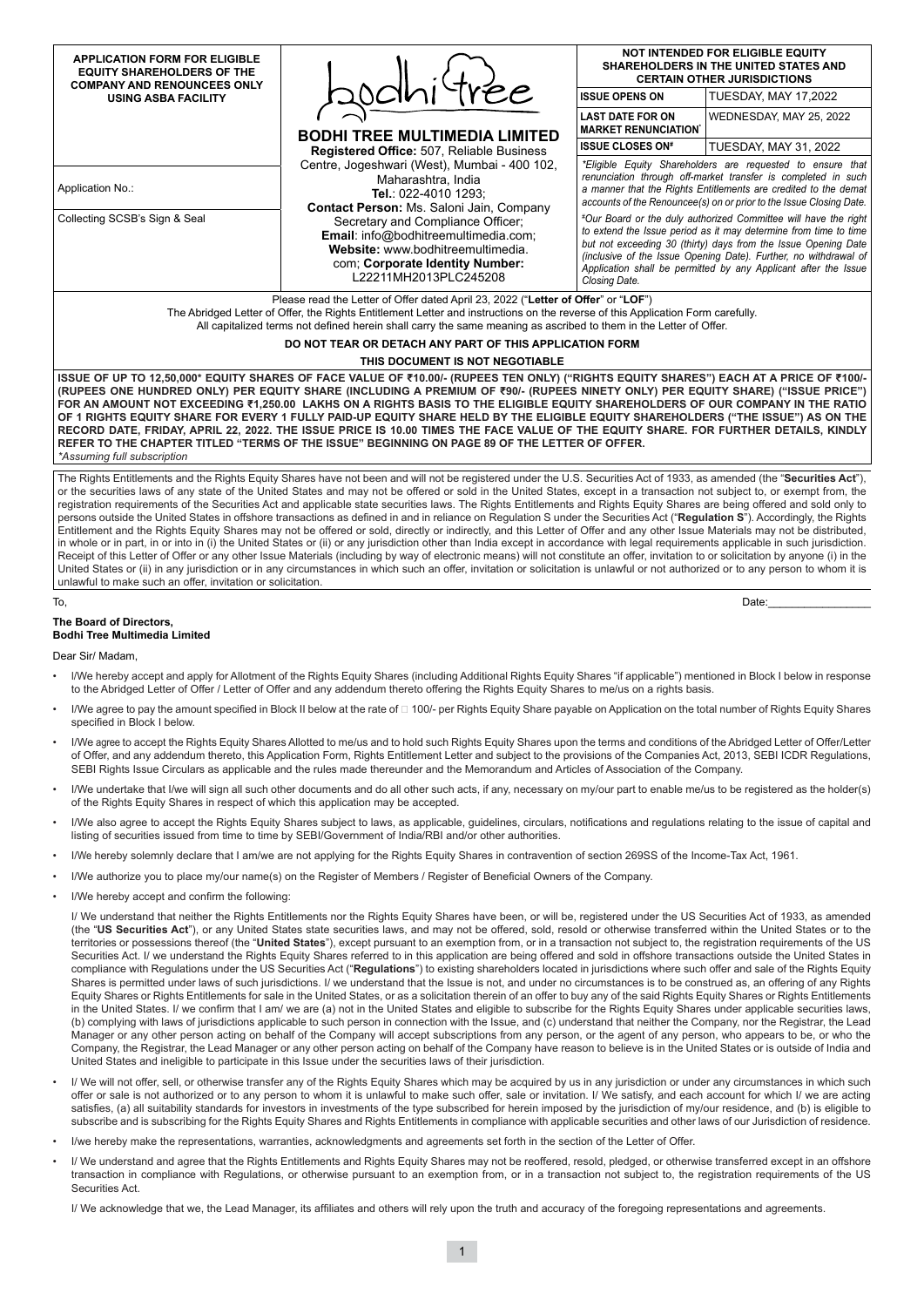| APPLICATION FORM FOR ELIGIBLE EQUITY SHAREHOLDERS OF THE COMPANY AND RENOUNCEES ONLY USING ASBA FACILITY | bodhi tree<br>**BODHI TREE MULTIMEDIA LIMITED**<br>**Registered Office:** 507, Reliable Business Centre, Jogeshwari (West), Mumbai - 400 102, Maharashtra, India<br>**Tel.**: 022-4010 1293;<br>**Contact Person:** Ms. Saloni Jain, Company Secretary and Compliance Officer;<br>**Email**: info@bodhitreemultimedia.com;<br>**Website:** www.bodhitreemultimedia.com; **Corporate Identity Number:** L22211MH2013PLC245208 | **NOT INTENDED FOR ELIGIBLE EQUITY SHAREHOLDERS IN THE UNITED STATES AND CERTAIN OTHER JURISDICTIONS** | |
|---|---|---|---|
| | | **ISSUE OPENS ON** | TUESDAY, MAY 17,2022 |
| | | **LAST DATE FOR ON MARKET RENUNCIATION*** | WEDNESDAY, MAY 25, 2022 |
| | | **ISSUE CLOSES ON#** | TUESDAY, MAY 31, 2022 |
| Application No.: | | *\*Eligible Equity Shareholders are requested to ensure that renunciation through off-market transfer is completed in such a manner that the Rights Entitlements are credited to the demat accounts of the Renouncee(s) on or prior to the Issue Closing Date.* | |
| Collecting SCSB's Sign & Seal | | *#Our Board or the duly authorized Committee will have the right to extend the Issue period as it may determine from time to time but not exceeding 30 (thirty) days from the Issue Opening Date (inclusive of the Issue Opening Date). Further, no withdrawal of Application shall be permitted by any Applicant after the Issue Closing Date.* | |

Please read the Letter of Offer dated April 23, 2022 ("**Letter of Offer**" or "**LOF**")
The Abridged Letter of Offer, the Rights Entitlement Letter and instructions on the reverse of this Application Form carefully.
All capitalized terms not defined herein shall carry the same meaning as ascribed to them in the Letter of Offer.

**DO NOT TEAR OR DETACH ANY PART OF THIS APPLICATION FORM**

**THIS DOCUMENT IS NOT NEGOTIABLE**

**ISSUE OF UP TO 12,50,000\* EQUITY SHARES OF FACE VALUE OF ₹10.00/- (RUPEES TEN ONLY) ("RIGHTS EQUITY SHARES") EACH AT A PRICE OF ₹100/- (RUPEES ONE HUNDRED ONLY) PER EQUITY SHARE (INCLUDING A PREMIUM OF ₹90/- (RUPEES NINETY ONLY) PER EQUITY SHARE) ("ISSUE PRICE") FOR AN AMOUNT NOT EXCEEDING ₹1,250.00 LAKHS ON A RIGHTS BASIS TO THE ELIGIBLE EQUITY SHAREHOLDERS OF OUR COMPANY IN THE RATIO OF 1 RIGHTS EQUITY SHARE FOR EVERY 1 FULLY PAID-UP EQUITY SHARE HELD BY THE ELIGIBLE EQUITY SHAREHOLDERS ("THE ISSUE") AS ON THE RECORD DATE, FRIDAY, APRIL 22, 2022. THE ISSUE PRICE IS 10.00 TIMES THE FACE VALUE OF THE EQUITY SHARE. FOR FURTHER DETAILS, KINDLY REFER TO THE CHAPTER TITLED "TERMS OF THE ISSUE" BEGINNING ON PAGE 89 OF THE LETTER OF OFFER.**
*\*Assuming full subscription*

The Rights Entitlements and the Rights Equity Shares have not been and will not be registered under the U.S. Securities Act of 1933, as amended (the "**Securities Act**"), or the securities laws of any state of the United States and may not be offered or sold in the United States, except in a transaction not subject to, or exempt from, the registration requirements of the Securities Act and applicable state securities laws. The Rights Entitlements and Rights Equity Shares are being offered and sold only to persons outside the United States in offshore transactions as defined in and in reliance on Regulation S under the Securities Act ("**Regulation S**"). Accordingly, the Rights Entitlement and the Rights Equity Shares may not be offered or sold, directly or indirectly, and this Letter of Offer and any other Issue Materials may not be distributed, in whole or in part, in or into in (i) the United States or (ii) or any jurisdiction other than India except in accordance with legal requirements applicable in such jurisdiction. Receipt of this Letter of Offer or any other Issue Materials (including by way of electronic means) will not constitute an offer, invitation to or solicitation by anyone (i) in the United States or (ii) in any jurisdiction or in any circumstances in which such an offer, invitation or solicitation is unlawful or not authorized or to any person to whom it is unlawful to make such an offer, invitation or solicitation.

To,

Date:_________________

**The Board of Directors,**
**Bodhi Tree Multimedia Limited**

Dear Sir/ Madam,

- I/We hereby accept and apply for Allotment of the Rights Equity Shares (including Additional Rights Equity Shares "if applicable") mentioned in Block I below in response to the Abridged Letter of Offer / Letter of Offer and any addendum thereto offering the Rights Equity Shares to me/us on a rights basis.
- I/We agree to pay the amount specified in Block II below at the rate of ₹ 100/- per Rights Equity Share payable on Application on the total number of Rights Equity Shares specified in Block I below.
- I/We agree to accept the Rights Equity Shares Allotted to me/us and to hold such Rights Equity Shares upon the terms and conditions of the Abridged Letter of Offer/Letter of Offer, and any addendum thereto, this Application Form, Rights Entitlement Letter and subject to the provisions of the Companies Act, 2013, SEBI ICDR Regulations, SEBI Rights Issue Circulars as applicable and the rules made thereunder and the Memorandum and Articles of Association of the Company.
- I/We undertake that I/we will sign all such other documents and do all other such acts, if any, necessary on my/our part to enable me/us to be registered as the holder(s) of the Rights Equity Shares in respect of which this application may be accepted.
- I/We also agree to accept the Rights Equity Shares subject to laws, as applicable, guidelines, circulars, notifications and regulations relating to the issue of capital and listing of securities issued from time to time by SEBI/Government of India/RBI and/or other authorities.
- I/We hereby solemnly declare that I am/we are not applying for the Rights Equity Shares in contravention of section 269SS of the Income-Tax Act, 1961.
- I/We authorize you to place my/our name(s) on the Register of Members / Register of Beneficial Owners of the Company.
- I/We hereby accept and confirm the following:

  I/ We understand that neither the Rights Entitlements nor the Rights Equity Shares have been, or will be, registered under the US Securities Act of 1933, as amended (the "**US Securities Act**"), or any United States state securities laws, and may not be offered, sold, resold or otherwise transferred within the United States or to the territories or possessions thereof (the "**United States**"), except pursuant to an exemption from, or in a transaction not subject to, the registration requirements of the US Securities Act. I/ we understand the Rights Equity Shares referred to in this application are being offered and sold in offshore transactions outside the United States in compliance with Regulations under the US Securities Act ("**Regulations**") to existing shareholders located in jurisdictions where such offer and sale of the Rights Equity Shares is permitted under laws of such jurisdictions. I/ we understand that the Issue is not, and under no circumstances is to be construed as, an offering of any Rights Equity Shares or Rights Entitlements for sale in the United States, or as a solicitation therein of an offer to buy any of the said Rights Equity Shares or Rights Entitlements in the United States. I/ we confirm that I am/ we are (a) not in the United States and eligible to subscribe for the Rights Equity Shares under applicable securities laws, (b) complying with laws of jurisdictions applicable to such person in connection with the Issue, and (c) understand that neither the Company, nor the Registrar, the Lead Manager or any other person acting on behalf of the Company will accept subscriptions from any person, or the agent of any person, who appears to be, or who the Company, the Registrar, the Lead Manager or any other person acting on behalf of the Company have reason to believe is in the United States or is outside of India and United States and ineligible to participate in this Issue under the securities laws of their jurisdiction.

- I/ We will not offer, sell, or otherwise transfer any of the Rights Equity Shares which may be acquired by us in any jurisdiction or under any circumstances in which such offer or sale is not authorized or to any person to whom it is unlawful to make such offer, sale or invitation. I/ We satisfy, and each account for which I/ we are acting satisfies, (a) all suitability standards for investors in investments of the type subscribed for herein imposed by the jurisdiction of my/our residence, and (b) is eligible to subscribe and is subscribing for the Rights Equity Shares and Rights Entitlements in compliance with applicable securities and other laws of our Jurisdiction of residence.
- I/we hereby make the representations, warranties, acknowledgments and agreements set forth in the section of the Letter of Offer.
- I/ We understand and agree that the Rights Entitlements and Rights Equity Shares may not be reoffered, resold, pledged, or otherwise transferred except in an offshore transaction in compliance with Regulations, or otherwise pursuant to an exemption from, or in a transaction not subject to, the registration requirements of the US Securities Act.

  I/ We acknowledge that we, the Lead Manager, its affiliates and others will rely upon the truth and accuracy of the foregoing representations and agreements.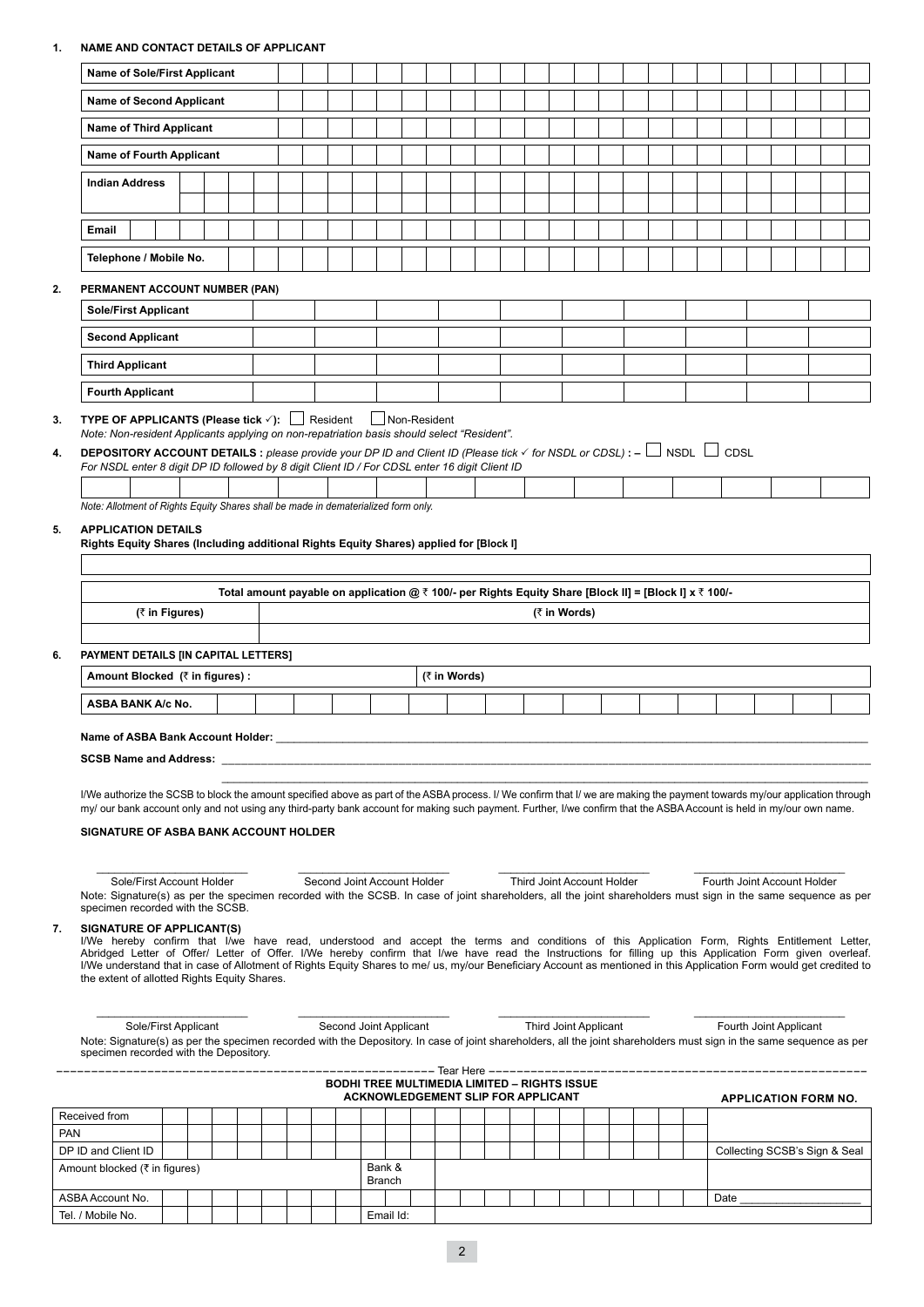1. **NAME AND CONTACT DETAILS OF APPLICANT**

| **Name of Sole/First Applicant** | |
|---|---|
| **Name of Second Applicant** | |
| **Name of Third Applicant** | |
| **Name of Fourth Applicant** | |
| **Indian Address** | |
| | |
| **Email** | |
| **Telephone / Mobile No.** | |

2. **PERMANENT ACCOUNT NUMBER (PAN)**

| **Sole/First Applicant** | |
|---|---|
| **Second Applicant** | |
| **Third Applicant** | |
| **Fourth Applicant** | |

3. **TYPE OF APPLICANTS (Please tick ✓):** ☐ Resident ☐ Non-Resident

*Note: Non-resident Applicants applying on non-repatriation basis should select "Resident".*

4. **DEPOSITORY ACCOUNT DETAILS :** *please provide your DP ID and Client ID (Please tick ✓ for NSDL or CDSL)* **: –** ☐ NSDL ☐ CDSL

*For NSDL enter 8 digit DP ID followed by 8 digit Client ID / For CDSL enter 16 digit Client ID*

| |
|---|
| |

*Note: Allotment of Rights Equity Shares shall be made in dematerialized form only.*

5. **APPLICATION DETAILS**

**Rights Equity Shares (Including additional Rights Equity Shares) applied for [Block I]**

| |
|---|
| |

| **Total amount payable on application @ ₹ 100/- per Rights Equity Share [Block II] = [Block I] x ₹ 100/-** | |
|---|---|
| **(₹ in Figures)** | **(₹ in Words)** |
| | |

6. **PAYMENT DETAILS [IN CAPITAL LETTERS]**

| **Amount Blocked (₹ in figures) :** | **(₹ in Words)** |
|---|---|
| **ASBA BANK A/c No.** | |

**Name of ASBA Bank Account Holder:** ______________________________

**SCSB Name and Address:** ______________________________

______________________________

I/We authorize the SCSB to block the amount specified above as part of the ASBA process. I/ We confirm that I/ we are making the payment towards my/our application through my/ our bank account only and not using any third-party bank account for making such payment. Further, I/we confirm that the ASBA Account is held in my/our own name.

**SIGNATURE OF ASBA BANK ACCOUNT HOLDER**

| ____________________ | ____________________ | ____________________ | ____________________ |
|---|---|---|---|
| Sole/First Account Holder | Second Joint Account Holder | Third Joint Account Holder | Fourth Joint Account Holder |

Note: Signature(s) as per the specimen recorded with the SCSB. In case of joint shareholders, all the joint shareholders must sign in the same sequence as per specimen recorded with the SCSB.

7. **SIGNATURE OF APPLICANT(S)**

I/We hereby confirm that I/we have read, understood and accept the terms and conditions of this Application Form, Rights Entitlement Letter, Abridged Letter of Offer/ Letter of Offer. I/We hereby confirm that I/we have read the Instructions for filling up this Application Form given overleaf. I/We understand that in case of Allotment of Rights Equity Shares to me/ us, my/our Beneficiary Account as mentioned in this Application Form would get credited to the extent of allotted Rights Equity Shares.

| ____________________ | ____________________ | ____________________ | ____________________ |
|---|---|---|---|
| Sole/First Applicant | Second Joint Applicant | Third Joint Applicant | Fourth Joint Applicant |

Note: Signature(s) as per the specimen recorded with the Depository. In case of joint shareholders, all the joint shareholders must sign in the same sequence as per specimen recorded with the Depository.

– – – – – – – – – – – – – – – – – – – – Tear Here – – – – – – – – – – – – – – – – – – – –

**BODHI TREE MULTIMEDIA LIMITED – RIGHTS ISSUE**

**ACKNOWLEDGEMENT SLIP FOR APPLICANT**

**APPLICATION FORM NO.**

| Received from | | | |
|---|---|---|---|
| PAN | | | |
| DP ID and Client ID | | | Collecting SCSB's Sign & Seal |
| Amount blocked (₹ in figures) | Bank & Branch | | |
| ASBA Account No. | | | Date ____________ |
| Tel. / Mobile No. | Email Id: | | |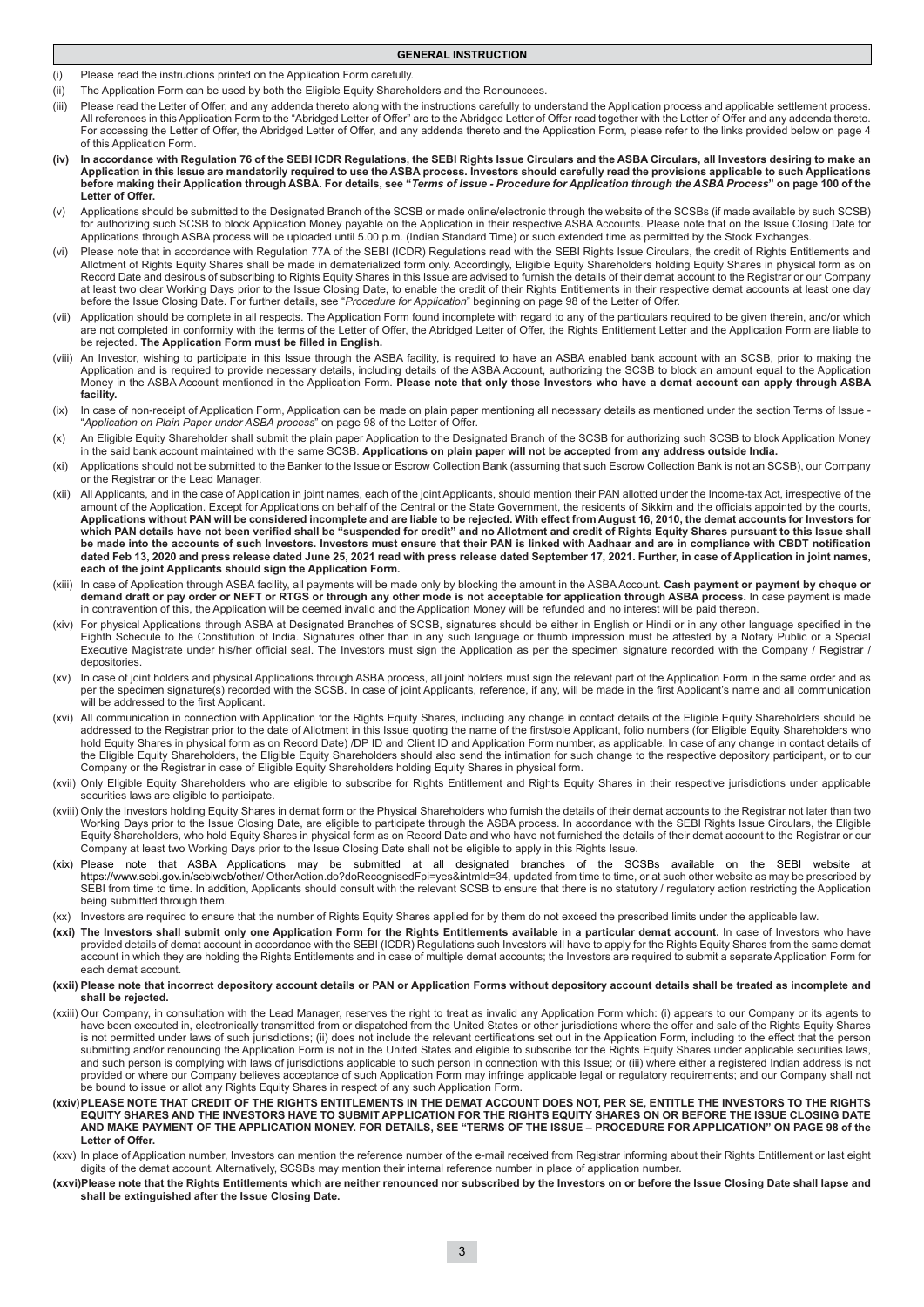## GENERAL INSTRUCTION

(i) Please read the instructions printed on the Application Form carefully.

(ii) The Application Form can be used by both the Eligible Equity Shareholders and the Renouncees.

(iii) Please read the Letter of Offer, and any addenda thereto along with the instructions carefully to understand the Application process and applicable settlement process. All references in this Application Form to the "Abridged Letter of Offer" are to the Abridged Letter of Offer read together with the Letter of Offer and any addenda thereto. For accessing the Letter of Offer, the Abridged Letter of Offer, and any addenda thereto and the Application Form, please refer to the links provided below on page 4 of this Application Form.

**(iv) In accordance with Regulation 76 of the SEBI ICDR Regulations, the SEBI Rights Issue Circulars and the ASBA Circulars, all Investors desiring to make an Application in this Issue are mandatorily required to use the ASBA process. Investors should carefully read the provisions applicable to such Applications before making their Application through ASBA. For details, see "*Terms of Issue - Procedure for Application through the ASBA Process*" on page 100 of the Letter of Offer.**

(v) Applications should be submitted to the Designated Branch of the SCSB or made online/electronic through the website of the SCSBs (if made available by such SCSB) for authorizing such SCSB to block Application Money payable on the Application in their respective ASBA Accounts. Please note that on the Issue Closing Date for Applications through ASBA process will be uploaded until 5.00 p.m. (Indian Standard Time) or such extended time as permitted by the Stock Exchanges.

(vi) Please note that in accordance with Regulation 77A of the SEBI (ICDR) Regulations read with the SEBI Rights Issue Circulars, the credit of Rights Entitlements and Allotment of Rights Equity Shares shall be made in dematerialized form only. Accordingly, Eligible Equity Shareholders holding Equity Shares in physical form as on Record Date and desirous of subscribing to Rights Equity Shares in this Issue are advised to furnish the details of their demat account to the Registrar or our Company at least two clear Working Days prior to the Issue Closing Date, to enable the credit of their Rights Entitlements in their respective demat accounts at least one day before the Issue Closing Date. For further details, see "*Procedure for Application*" beginning on page 98 of the Letter of Offer.

(vii) Application should be complete in all respects. The Application Form found incomplete with regard to any of the particulars required to be given therein, and/or which are not completed in conformity with the terms of the Letter of Offer, the Abridged Letter of Offer, the Rights Entitlement Letter and the Application Form are liable to be rejected. **The Application Form must be filled in English.**

(viii) An Investor, wishing to participate in this Issue through the ASBA facility, is required to have an ASBA enabled bank account with an SCSB, prior to making the Application and is required to provide necessary details, including details of the ASBA Account, authorizing the SCSB to block an amount equal to the Application Money in the ASBA Account mentioned in the Application Form. **Please note that only those Investors who have a demat account can apply through ASBA facility.**

(ix) In case of non-receipt of Application Form, Application can be made on plain paper mentioning all necessary details as mentioned under the section Terms of Issue - "*Application on Plain Paper under ASBA process*" on page 98 of the Letter of Offer.

(x) An Eligible Equity Shareholder shall submit the plain paper Application to the Designated Branch of the SCSB for authorizing such SCSB to block Application Money in the said bank account maintained with the same SCSB. **Applications on plain paper will not be accepted from any address outside India.**

(xi) Applications should not be submitted to the Banker to the Issue or Escrow Collection Bank (assuming that such Escrow Collection Bank is not an SCSB), our Company or the Registrar or the Lead Manager.

(xii) All Applicants, and in the case of Application in joint names, each of the joint Applicants, should mention their PAN allotted under the Income-tax Act, irrespective of the amount of the Application. Except for Applications on behalf of the Central or the State Government, the residents of Sikkim and the officials appointed by the courts, **Applications without PAN will be considered incomplete and are liable to be rejected. With effect from August 16, 2010, the demat accounts for Investors for which PAN details have not been verified shall be "suspended for credit" and no Allotment and credit of Rights Equity Shares pursuant to this Issue shall be made into the accounts of such Investors. Investors must ensure that their PAN is linked with Aadhaar and are in compliance with CBDT notification dated Feb 13, 2020 and press release dated June 25, 2021 read with press release dated September 17, 2021. Further, in case of Application in joint names, each of the joint Applicants should sign the Application Form.**

(xiii) In case of Application through ASBA facility, all payments will be made only by blocking the amount in the ASBA Account. **Cash payment or payment by cheque or demand draft or pay order or NEFT or RTGS or through any other mode is not acceptable for application through ASBA process.** In case payment is made in contravention of this, the Application will be deemed invalid and the Application Money will be refunded and no interest will be paid thereon.

(xiv) For physical Applications through ASBA at Designated Branches of SCSB, signatures should be either in English or Hindi or in any other language specified in the Eighth Schedule to the Constitution of India. Signatures other than in any such language or thumb impression must be attested by a Notary Public or a Special Executive Magistrate under his/her official seal. The Investors must sign the Application as per the specimen signature recorded with the Company / Registrar / depositories.

(xv) In case of joint holders and physical Applications through ASBA process, all joint holders must sign the relevant part of the Application Form in the same order and as per the specimen signature(s) recorded with the SCSB. In case of joint Applicants, reference, if any, will be made in the first Applicant's name and all communication will be addressed to the first Applicant.

(xvi) All communication in connection with Application for the Rights Equity Shares, including any change in contact details of the Eligible Equity Shareholders should be addressed to the Registrar prior to the date of Allotment in this Issue quoting the name of the first/sole Applicant, folio numbers (for Eligible Equity Shareholders who hold Equity Shares in physical form as on Record Date) /DP ID and Client ID and Application Form number, as applicable. In case of any change in contact details of the Eligible Equity Shareholders, the Eligible Equity Shareholders should also send the intimation for such change to the respective depository participant, or to our Company or the Registrar in case of Eligible Equity Shareholders holding Equity Shares in physical form.

(xvii) Only Eligible Equity Shareholders who are eligible to subscribe for Rights Entitlement and Rights Equity Shares in their respective jurisdictions under applicable securities laws are eligible to participate.

(xviii) Only the Investors holding Equity Shares in demat form or the Physical Shareholders who furnish the details of their demat accounts to the Registrar not later than two Working Days prior to the Issue Closing Date, are eligible to participate through the ASBA process. In accordance with the SEBI Rights Issue Circulars, the Eligible Equity Shareholders, who hold Equity Shares in physical form as on Record Date and who have not furnished the details of their demat account to the Registrar or our Company at least two Working Days prior to the Issue Closing Date shall not be eligible to apply in this Rights Issue.

(xix) Please note that ASBA Applications may be submitted at all designated branches of the SCSBs available on the SEBI website at https://www.sebi.gov.in/sebiweb/other/ OtherAction.do?doRecognisedFpi=yes&intmId=34, updated from time to time, or at such other website as may be prescribed by SEBI from time to time. In addition, Applicants should consult with the relevant SCSB to ensure that there is no statutory / regulatory action restricting the Application being submitted through them.

(xx) Investors are required to ensure that the number of Rights Equity Shares applied for by them do not exceed the prescribed limits under the applicable law.

**(xxi) The Investors shall submit only one Application Form for the Rights Entitlements available in a particular demat account.** In case of Investors who have provided details of demat account in accordance with the SEBI (ICDR) Regulations such Investors will have to apply for the Rights Equity Shares from the same demat account in which they are holding the Rights Entitlements and in case of multiple demat accounts; the Investors are required to submit a separate Application Form for each demat account.

**(xxii) Please note that incorrect depository account details or PAN or Application Forms without depository account details shall be treated as incomplete and shall be rejected.**

(xxiii) Our Company, in consultation with the Lead Manager, reserves the right to treat as invalid any Application Form which: (i) appears to our Company or its agents to have been executed in, electronically transmitted from or dispatched from the United States or other jurisdictions where the offer and sale of the Rights Equity Shares is not permitted under laws of such jurisdictions; (ii) does not include the relevant certifications set out in the Application Form, including to the effect that the person submitting and/or renouncing the Application Form is not in the United States and eligible to subscribe for the Rights Equity Shares under applicable securities laws, and such person is complying with laws of jurisdictions applicable to such person in connection with this Issue; or (iii) where either a registered Indian address is not provided or where our Company believes acceptance of such Application Form may infringe applicable legal or regulatory requirements; and our Company shall not be bound to issue or allot any Rights Equity Shares in respect of any such Application Form.

**(xxiv) PLEASE NOTE THAT CREDIT OF THE RIGHTS ENTITLEMENTS IN THE DEMAT ACCOUNT DOES NOT, PER SE, ENTITLE THE INVESTORS TO THE RIGHTS EQUITY SHARES AND THE INVESTORS HAVE TO SUBMIT APPLICATION FOR THE RIGHTS EQUITY SHARES ON OR BEFORE THE ISSUE CLOSING DATE AND MAKE PAYMENT OF THE APPLICATION MONEY. FOR DETAILS, SEE "TERMS OF THE ISSUE – PROCEDURE FOR APPLICATION" ON PAGE 98 of the Letter of Offer.**

(xxv) In place of Application number, Investors can mention the reference number of the e-mail received from Registrar informing about their Rights Entitlement or last eight digits of the demat account. Alternatively, SCSBs may mention their internal reference number in place of application number.

**(xxvi) Please note that the Rights Entitlements which are neither renounced nor subscribed by the Investors on or before the Issue Closing Date shall lapse and shall be extinguished after the Issue Closing Date.**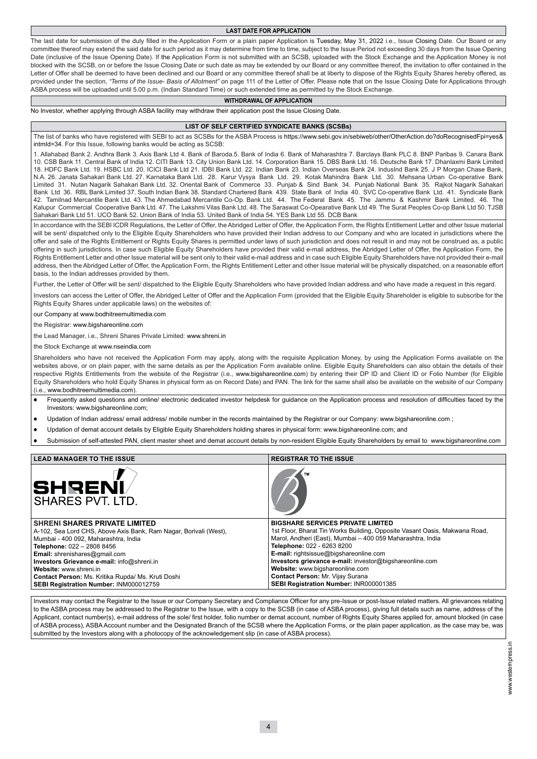## LAST DATE FOR APPLICATION

The last date for submission of the duly filled in the Application Form or a plain paper Application is Tuesday, May 31, 2022 i.e., Issue Closing Date. Our Board or any committee thereof may extend the said date for such period as it may determine from time to time, subject to the Issue Period not exceeding 30 days from the Issue Opening Date (inclusive of the Issue Opening Date). If the Application Form is not submitted with an SCSB, uploaded with the Stock Exchange and the Application Money is not blocked with the SCSB, on or before the Issue Closing Date or such date as may be extended by our Board or any committee thereof, the invitation to offer contained in the Letter of Offer shall be deemed to have been declined and our Board or any committee thereof shall be at liberty to dispose of the Rights Equity Shares hereby offered, as provided under the section, *"Terms of the Issue- Basis of Allotment"* on page 111 of the Letter of Offer. Please note that on the Issue Closing Date for Applications through ASBA process will be uploaded until 5.00 p.m. (Indian Standard Time) or such extended time as permitted by the Stock Exchange.

## WITHDRAWAL OF APPLICATION

No Investor, whether applying through ASBA facility may withdraw their application post the Issue Closing Date.

## LIST OF SELF CERTIFIED SYNDICATE BANKS (SCSBs)

The list of banks who have registered with SEBI to act as SCSBs for the ASBA Process is https://www.sebi.gov.in/sebiweb/other/OtherAction.do?doRecognisedFpi=yes&intmId=34. For this Issue, following banks would be acting as SCSB:

1. Allahabad Bank 2. Andhra Bank 3. Axis Bank Ltd 4. Bank of Baroda.5. Bank of India 6. Bank of Maharashtra 7. Barclays Bank PLC 8. BNP Paribas 9. Canara Bank 10. CSB Bank 11. Central Bank of India 12. CITI Bank 13. City Union Bank Ltd. 14. Corporation Bank 15. DBS Bank Ltd. 16. Deutsche Bank 17. Dhanlaxmi Bank Limited 18. HDFC Bank Ltd. 19. HSBC Ltd. 20. ICICI Bank Ltd 21. IDBI Bank Ltd. 22. Indian Bank 23. Indian Overseas Bank 24. IndusInd Bank 25. J P Morgan Chase Bank, N.A. 26. Janata Sahakari Bank Ltd. 27. Karnataka Bank Ltd. 28. Karur Vysya Bank Ltd. 29. Kotak Mahindra Bank Ltd. 30. Mehsana Urban Co-operative Bank Limited 31. Nutan Nagarik Sahakari Bank Ltd. 32. Oriental Bank of Commerce 33. Punjab & Sind Bank 34. Punjab National Bank 35. Rajkot Nagarik Sahakari Bank Ltd 36. RBL Bank Limited 37. South Indian Bank 38. Standard Chartered Bank 439. State Bank of India 40. SVC Co-operative Bank Ltd. 41. Syndicate Bank 42. Tamilnad Mercantile Bank Ltd. 43. The Ahmedabad Mercantile Co-Op. Bank Ltd. 44. The Federal Bank 45. The Jammu & Kashmir Bank Limited. 46. The Kalupur Commercial Cooperative Bank Ltd. 47. The Lakshmi Vilas Bank Ltd. 48. The Saraswat Co-Opearative Bank Ltd 49. The Surat Peoples Co-op Bank Ltd 50. TJSB Sahakari Bank Ltd 51. UCO Bank 52. Union Bank of India 53. United Bank of India 54. YES Bank Ltd 55. DCB Bank

In accordance with the SEBI ICDR Regulations, the Letter of Offer, the Abridged Letter of Offer, the Application Form, the Rights Entitlement Letter and other Issue material will be sent/ dispatched only to the Eligible Equity Shareholders who have provided their Indian address to our Company and who are located in jurisdictions where the offer and sale of the Rights Entitlement or Rights Equity Shares is permitted under laws of such jurisdiction and does not result in and may not be construed as, a public offering in such jurisdictions. In case such Eligible Equity Shareholders have provided their valid e-mail address, the Abridged Letter of Offer, the Application Form, the Rights Entitlement Letter and other Issue material will be sent only to their valid e-mail address and in case such Eligible Equity Shareholders have not provided their e-mail address, then the Abridged Letter of Offer, the Application Form, the Rights Entitlement Letter and other Issue material will be physically dispatched, on a reasonable effort basis, to the Indian addresses provided by them.

Further, the Letter of Offer will be sent/ dispatched to the Eligible Equity Shareholders who have provided Indian address and who have made a request in this regard.

Investors can access the Letter of Offer, the Abridged Letter of Offer and the Application Form (provided that the Eligible Equity Shareholder is eligible to subscribe for the Rights Equity Shares under applicable laws) on the websites of:

our Company at www.bodhitreemultimedia.com

the Registrar: www.bigshareonline.com

the Lead Manager, i.e., Shreni Shares Private Limited: www.shreni.in

the Stock Exchange at www.nseindia.com

Shareholders who have not received the Application Form may apply, along with the requisite Application Money, by using the Application Forms available on the websites above, or on plain paper, with the same details as per the Application Form available online. Eligible Equity Shareholders can also obtain the details of their respective Rights Entitlements from the website of the Registrar (i.e., www.bigshareonline.com) by entering their DP ID and Client ID or Folio Number (for Eligible Equity Shareholders who hold Equity Shares in physical form as on Record Date) and PAN. The link for the same shall also be available on the website of our Company (i.e., www.bodhitreemultimedia.com).

- Frequently asked questions and online/ electronic dedicated investor helpdesk for guidance on the Application process and resolution of difficulties faced by the Investors: www.bigshareonline.com;
- Updation of Indian address/ email address/ mobile number in the records maintained by the Registrar or our Company: www.bigshareonline.com ;
- Updation of demat account details by Eligible Equity Shareholders holding shares in physical form: www.bigshareonline.com; and
- Submission of self-attested PAN, client master sheet and demat account details by non-resident Eligible Equity Shareholders by email to www.bigshareonline.com

| LEAD MANAGER TO THE ISSUE | REGISTRAR TO THE ISSUE |
|---|---|
| SHRENI SHARES PVT. LTD. | |
| **SHRENI SHARES PRIVATE LIMITED**<br>A-102, Sea Lord CHS, Above Axis Bank, Ram Nagar, Borivali (West), Mumbai - 400 092, Maharashtra, India<br>**Telephone:** 022 – 2808 8456<br>**Email:** shrenishares@gmail.com<br>**Investors Grievance e-mail:** info@shreni.in<br>**Website:** www.shreni.in<br>**Contact Person:** Ms. Kritika Rupda/ Ms. Kruti Doshi<br>**SEBI Registration Number:** INM000012759 | **BIGSHARE SERVICES PRIVATE LIMITED**<br>1st Floor, Bharat Tin Works Building, Opposite Vasant Oasis, Makwana Road, Marol, Andheri (East), Mumbai – 400 059 Maharashtra, India<br>**Telephone:** 022 - 6263 8200<br>**E-mail:** rightsissue@bigshareonline.com<br>**Investors grievance e-mail:** investor@bigshareonline.com<br>**Website:** www.bigshareonline.com<br>**Contact Person:** Mr. Vijay Surana<br>**SEBI Registration Number:** INR000001385 |

Investors may contact the Registrar to the Issue or our Company Secretary and Compliance Officer for any pre-Issue or post-Issue related matters. All grievances relating to the ASBA process may be addressed to the Registrar to the Issue, with a copy to the SCSB (in case of ASBA process), giving full details such as name, address of the Applicant, contact number(s), e-mail address of the sole/ first holder, folio number or demat account, number of Rights Equity Shares applied for, amount blocked (in case of ASBA process), ASBA Account number and the Designated Branch of the SCSB where the Application Forms, or the plain paper application, as the case may be, was submitted by the Investors along with a photocopy of the acknowledgement slip (in case of ASBA process).